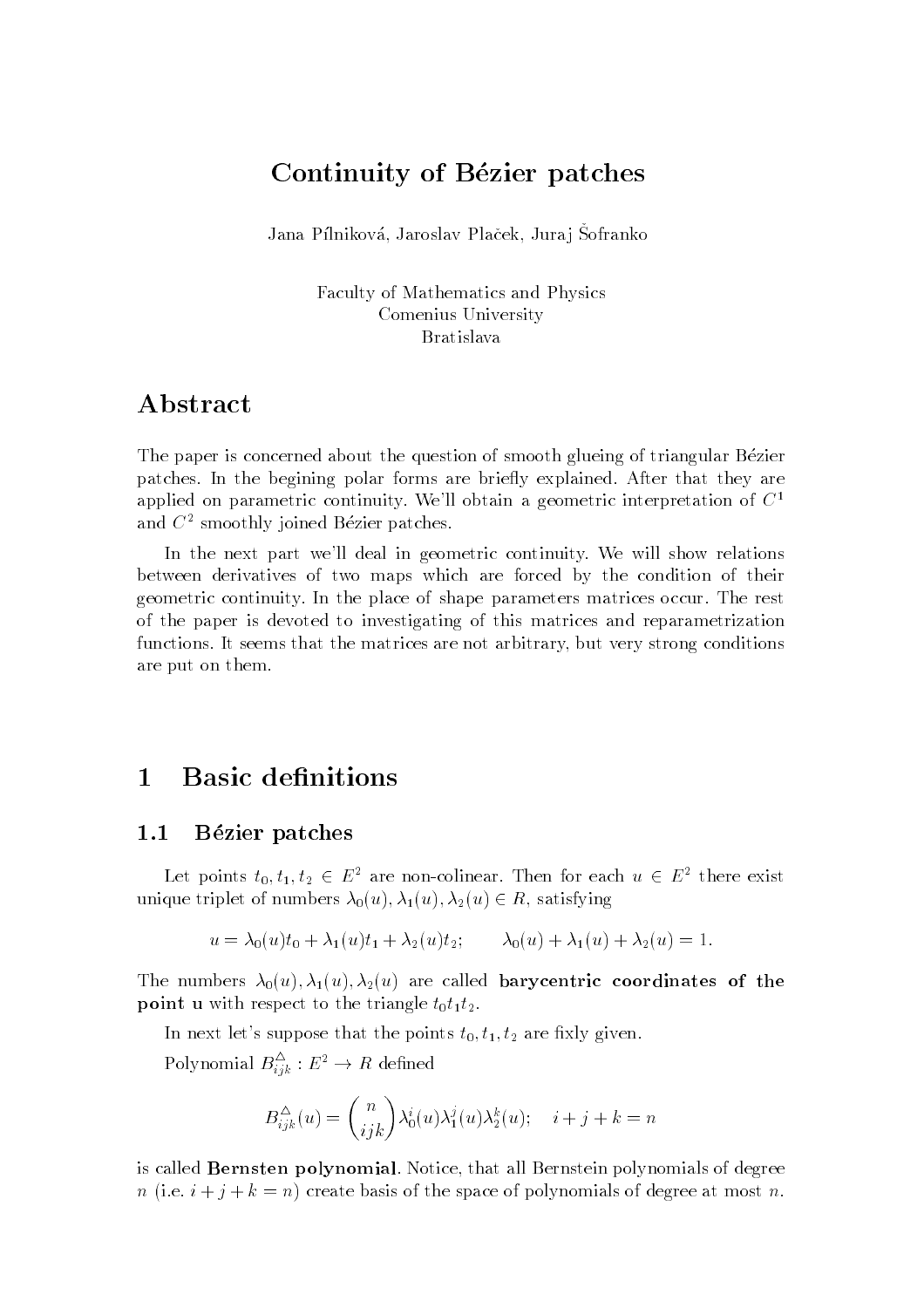# Continuity of Bézier patches

Jana Pílniková, Jaroslav Plaček, Juraj Šofranko

Faculty of Mathematics and Physics
Comenius University
Bratislava

## Abstract

The paper is concerned about the question of smooth glueing of triangular Bézier patches. In the begining polar forms are briefly explained. After that they are applied on parametric continuity. We'll obtain a geometric interpretation of $C^1$ and $C^2$ smoothly joined Bézier patches.

In the next part we'll deal in geometric continuity. We will show relations between derivatives of two maps which are forced by the condition of their geometric continuity. In the place of shape parameters matrices occur. The rest of the paper is devoted to investigating of this matrices and reparametrization functions. It seems that the matrices are not arbitrary, but very strong conditions are put on them.

## 1 Basic definitions

### 1.1 Bézier patches

Let points $t_0, t_1, t_2 \in E^2$ are non-colinear. Then for each $u \in E^2$ there exist unique triplet of numbers $\lambda_0(u), \lambda_1(u), \lambda_2(u) \in R$, satisfying

$$u = \lambda_0(u)t_0 + \lambda_1(u)t_1 + \lambda_2(u)t_2; \qquad \lambda_0(u) + \lambda_1(u) + \lambda_2(u) = 1.$$

The numbers $\lambda_0(u), \lambda_1(u), \lambda_2(u)$ are called **barycentric coordinates of the point u** with respect to the triangle $t_0t_1t_2$.

In next let's suppose that the points $t_0, t_1, t_2$ are fixly given.

Polynomial $B^{\triangle}_{ijk} : E^2 \to R$ defined

$$B^{\triangle}_{ijk}(u) = \binom{n}{ijk} \lambda_0^i(u)\lambda_1^j(u)\lambda_2^k(u); \quad i + j + k = n$$

is called **Bernsten polynomial**. Notice, that all Bernstein polynomials of degree $n$ (i.e. $i + j + k = n$) create basis of the space of polynomials of degree at most $n$.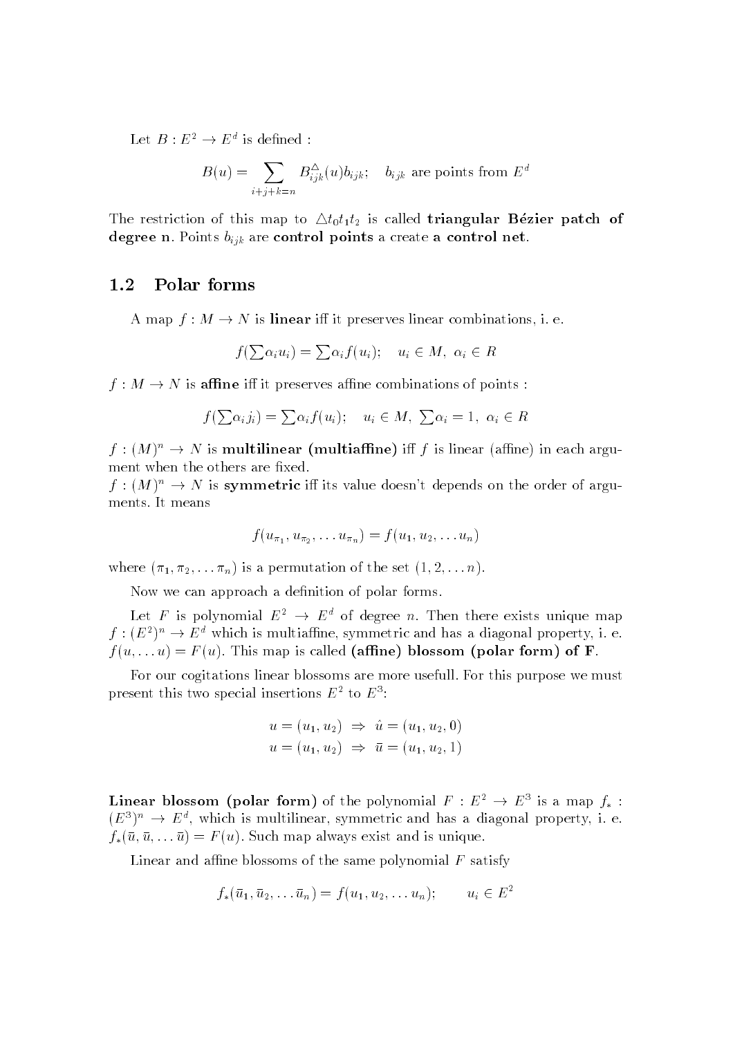Let $B : E^2 \to E^d$ is defined :

$$B(u) = \sum_{i+j+k=n} B^{\triangle}_{ijk}(u) b_{ijk}; \quad b_{ijk} \text{ are points from } E^d$$

The restriction of this map to $\triangle t_0 t_1 t_2$ is called **triangular Bézier patch of degree n**. Points $b_{ijk}$ are **control points** a create **a control net**.

## 1.2 Polar forms

A map $f : M \to N$ is **linear** iff it preserves linear combinations, i. e.

$$f(\sum \alpha_i u_i) = \sum \alpha_i f(u_i); \quad u_i \in M, \ \alpha_i \in R$$

$f : M \to N$ is **affine** iff it preserves affine combinations of points :

$$f(\sum \alpha_i j_i) = \sum \alpha_i f(u_i); \quad u_i \in M, \ \sum \alpha_i = 1, \ \alpha_i \in R$$

$f : (M)^n \to N$ is **multilinear (multiaffine)** iff $f$ is linear (affine) in each argument when the others are fixed.
$f : (M)^n \to N$ is **symmetric** iff its value doesn't depends on the order of arguments. It means

$$f(u_{\pi_1}, u_{\pi_2}, \dots u_{\pi_n}) = f(u_1, u_2, \dots u_n)$$

where $(\pi_1, \pi_2, \dots \pi_n)$ is a permutation of the set $(1, 2, \dots n)$.

Now we can approach a definition of polar forms.

Let $F$ is polynomial $E^2 \to E^d$ of degree $n$. Then there exists unique map $f : (E^2)^n \to E^d$ which is multiaffine, symmetric and has a diagonal property, i. e. $f(u, \dots u) = F(u)$. This map is called **(affine) blossom (polar form) of F**.

For our cogitations linear blossoms are more usefull. For this purpose we must present this two special insertions $E^2$ to $E^3$:

$$u = (u_1, u_2) \ \Rightarrow \ \hat{u} = (u_1, u_2, 0)$$
$$u = (u_1, u_2) \ \Rightarrow \ \bar{u} = (u_1, u_2, 1)$$

**Linear blossom (polar form)** of the polynomial $F : E^2 \to E^3$ is a map $f_* : (E^3)^n \to E^d$, which is multilinear, symmetric and has a diagonal property, i. e. $f_*(\bar{u}, \bar{u}, \dots \bar{u}) = F(u)$. Such map always exist and is unique.

Linear and affine blossoms of the same polynomial $F$ satisfy

$$f_*(\bar{u}_1, \bar{u}_2, \dots \bar{u}_n) = f(u_1, u_2, \dots u_n); \qquad u_i \in E^2$$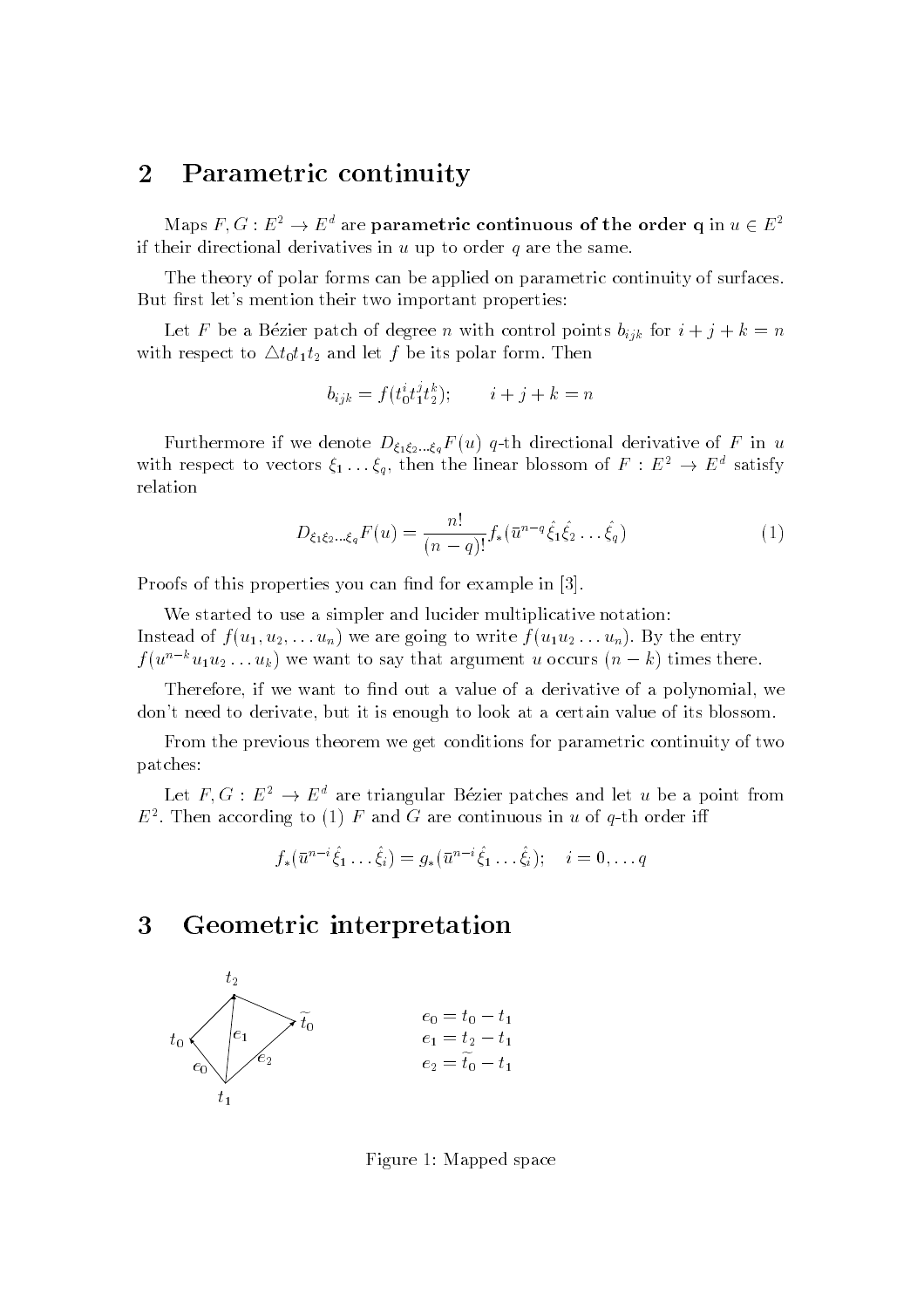## 2 Parametric continuity

Maps $F, G : E^2 \to E^d$ are **parametric continuous of the order q** in $u \in E^2$ if their directional derivatives in $u$ up to order $q$ are the same.

The theory of polar forms can be applied on parametric continuity of surfaces. But first let's mention their two important properties:

Let $F$ be a Bézier patch of degree $n$ with control points $b_{ijk}$ for $i + j + k = n$ with respect to $\triangle t_0 t_1 t_2$ and let $f$ be its polar form. Then

$$b_{ijk} = f(t_0^i t_1^j t_2^k); \qquad i + j + k = n$$

Furthermore if we denote $D_{\xi_1 \xi_2 \ldots \xi_q} F(u)$ $q$-th directional derivative of $F$ in $u$ with respect to vectors $\xi_1 \ldots \xi_q$, then the linear blossom of $F : E^2 \to E^d$ satisfy relation

$$D_{\xi_1 \xi_2 \ldots \xi_q} F(u) = \frac{n!}{(n-q)!} f_*(\bar{u}^{n-q} \hat{\xi}_1 \hat{\xi}_2 \ldots \hat{\xi}_q) \tag{1}$$

Proofs of this properties you can find for example in [3].

We started to use a simpler and lucider multiplicative notation:
Instead of $f(u_1, u_2, \ldots u_n)$ we are going to write $f(u_1 u_2 \ldots u_n)$. By the entry $f(u^{n-k} u_1 u_2 \ldots u_k)$ we want to say that argument $u$ occurs $(n - k)$ times there.

Therefore, if we want to find out a value of a derivative of a polynomial, we don't need to derivate, but it is enough to look at a certain value of its blossom.

From the previous theorem we get conditions for parametric continuity of two patches:

Let $F, G : E^2 \to E^d$ are triangular Bézier patches and let $u$ be a point from $E^2$. Then according to (1) $F$ and $G$ are continuous in $u$ of $q$-th order iff

$$f_*(\bar{u}^{n-i} \hat{\xi}_1 \ldots \hat{\xi}_i) = g_*(\bar{u}^{n-i} \hat{\xi}_1 \ldots \hat{\xi}_i); \quad i = 0, \ldots q$$

## 3 Geometric interpretation

$$e_0 = t_0 - t_1$$
$$e_1 = t_2 - t_1$$
$$e_2 = \widetilde{t}_0 - t_1$$

Figure 1: Mapped space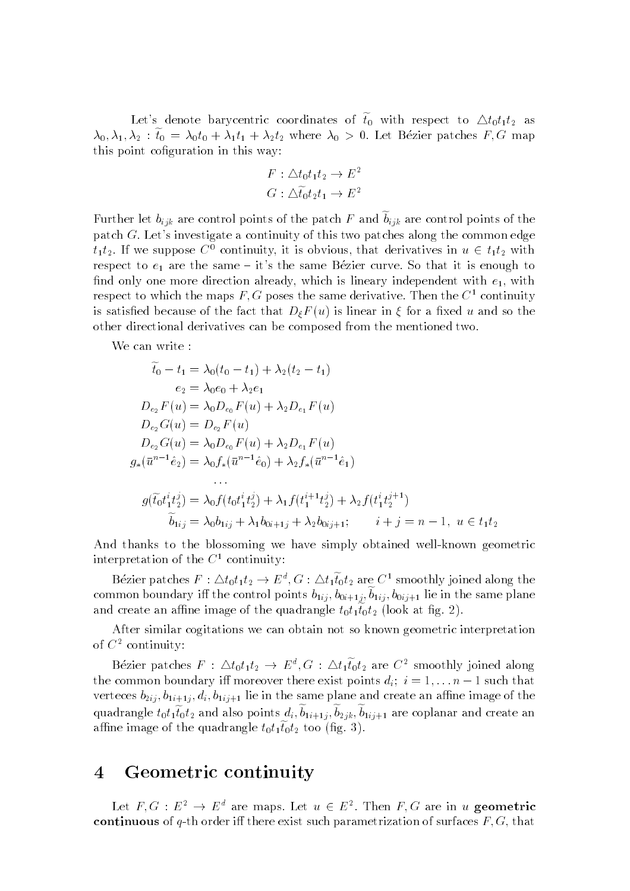Let's denote barycentric coordinates of $\widetilde{t}_0$ with respect to $\triangle t_0 t_1 t_2$ as $\lambda_0, \lambda_1, \lambda_2 : \widetilde{t}_0 = \lambda_0 t_0 + \lambda_1 t_1 + \lambda_2 t_2$ where $\lambda_0 > 0$. Let Bézier patches $F, G$ map this point cofiguration in this way:

$$F : \triangle t_0 t_1 t_2 \to E^2$$
$$G : \triangle \widetilde{t}_0 t_2 t_1 \to E^2$$

Further let $b_{ijk}$ are control points of the patch $F$ and $\widetilde{b}_{ijk}$ are control points of the patch $G$. Let's investigate a continuity of this two patches along the common edge $t_1 t_2$. If we suppose $C^0$ continuity, it is obvious, that derivatives in $u \in t_1 t_2$ with respect to $e_1$ are the same – it's the same Bézier curve. So that it is enough to find only one more direction already, which is lineary independent with $e_1$, with respect to which the maps $F, G$ poses the same derivative. Then the $C^1$ continuity is satisfied because of the fact that $D_\xi F(u)$ is linear in $\xi$ for a fixed $u$ and so the other directional derivatives can be composed from the mentioned two.

We can write :

$$\begin{aligned}
\widetilde{t}_0 - t_1 &= \lambda_0 (t_0 - t_1) + \lambda_2 (t_2 - t_1) \\
e_2 &= \lambda_0 e_0 + \lambda_2 e_1 \\
D_{e_2} F(u) &= \lambda_0 D_{e_0} F(u) + \lambda_2 D_{e_1} F(u) \\
D_{e_2} G(u) &= D_{e_2} F(u) \\
D_{e_2} G(u) &= \lambda_0 D_{e_0} F(u) + \lambda_2 D_{e_1} F(u) \\
g_*(\overline{u}^{n-1} \hat{e}_2) &= \lambda_0 f_*(\overline{u}^{n-1} \hat{e}_0) + \lambda_2 f_*(\overline{u}^{n-1} \hat{e}_1) \\
&\cdots \\
g(\widetilde{t}_0 t_1^i t_2^j) &= \lambda_0 f(t_0 t_1^i t_2^j) + \lambda_1 f(t_1^{i+1} t_2^j) + \lambda_2 f(t_1^i t_2^{j+1}) \\
\widetilde{b}_{1ij} &= \lambda_0 b_{1ij} + \lambda_1 b_{0i+1j} + \lambda_2 b_{0ij+1}; \qquad i + j = n - 1, \; u \in t_1 t_2
\end{aligned}$$

And thanks to the blossoming we have simply obtained well-known geometric interpretation of the $C^1$ continuity:

Bézier patches $F : \triangle t_0 t_1 t_2 \to E^d, G : \triangle t_1 \widetilde{t}_0 t_2$ are $C^1$ smoothly joined along the common boundary iff the control points $b_{1ij}, b_{0i+1j}, \widetilde{b}_{1ij}, b_{0ij+1}$ lie in the same plane and create an affine image of the quadrangle $t_0 t_1 \widetilde{t}_0 t_2$ (look at fig. 2).

After similar cogitations we can obtain not so known geometric interpretation of $C^2$ continuity:

Bézier patches $F : \triangle t_0 t_1 t_2 \to E^d, G : \triangle t_1 \widetilde{t}_0 t_2$ are $C^2$ smoothly joined along the common boundary iff moreover there exist points $d_i;\ i = 1, \ldots n-1$ such that verteces $b_{2ij}, b_{1i+1j}, d_i, b_{1ij+1}$ lie in the same plane and create an affine image of the quadrangle $t_0 t_1 \widetilde{t}_0 t_2$ and also points $d_i, \widetilde{b}_{1i+1j}, \widetilde{b}_{2jk}, \widetilde{b}_{1ij+1}$ are coplanar and create an affine image of the quadrangle $t_0 t_1 \widetilde{t}_0 t_2$ too (fig. 3).

## 4 Geometric continuity

Let $F, G : E^2 \to E^d$ are maps. Let $u \in E^2$. Then $F, G$ are in $u$ **geometric continuous** of $q$-th order iff there exist such parametrization of surfaces $F, G$, that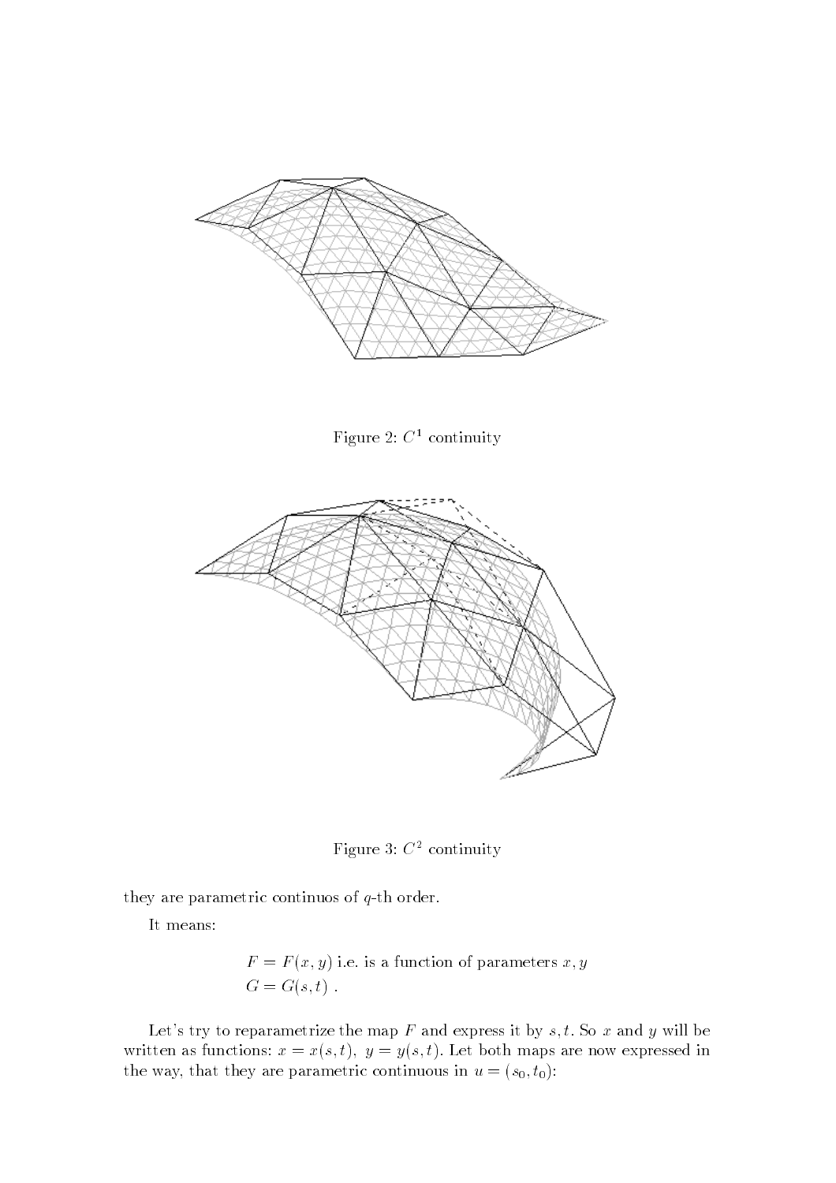Figure 2: $C^1$ continuity

Figure 3: $C^2$ continuity

they are parametric continuos of $q$-th order.

It means:

$$F = F(x, y) \text{ i.e. is a function of parameters } x, y$$
$$G = G(s, t) \; .$$

Let's try to reparametrize the map $F$ and express it by $s, t$. So $x$ and $y$ will be written as functions: $x = x(s, t), \; y = y(s, t)$. Let both maps are now expressed in the way, that they are parametric continuous in $u = (s_0, t_0)$: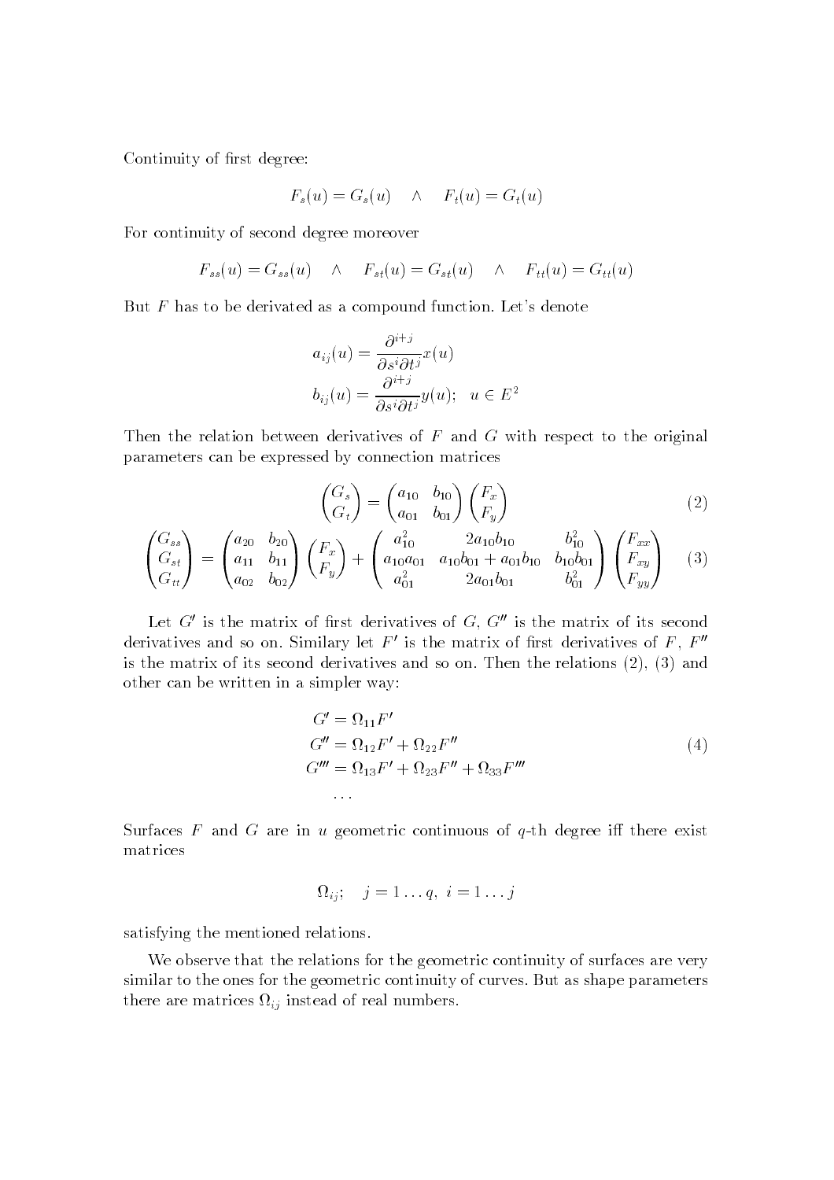Continuity of first degree:

$$F_s(u) = G_s(u) \quad \wedge \quad F_t(u) = G_t(u)$$

For continuity of second degree moreover

$$F_{ss}(u) = G_{ss}(u) \quad \wedge \quad F_{st}(u) = G_{st}(u) \quad \wedge \quad F_{tt}(u) = G_{tt}(u)$$

But $F$ has to be derivated as a compound function. Let's denote

$$\begin{aligned} a_{ij}(u) &= \frac{\partial^{i+j}}{\partial s^i \partial t^j} x(u) \\ b_{ij}(u) &= \frac{\partial^{i+j}}{\partial s^i \partial t^j} y(u); \quad u \in E^2 \end{aligned}$$

Then the relation between derivatives of $F$ and $G$ with respect to the original parameters can be expressed by connection matrices

$$\begin{pmatrix} G_s \\ G_t \end{pmatrix} = \begin{pmatrix} a_{10} & b_{10} \\ a_{01} & b_{01} \end{pmatrix} \begin{pmatrix} F_x \\ F_y \end{pmatrix} \tag{2}$$

$$\begin{pmatrix} G_{ss} \\ G_{st} \\ G_{tt} \end{pmatrix} = \begin{pmatrix} a_{20} & b_{20} \\ a_{11} & b_{11} \\ a_{02} & b_{02} \end{pmatrix} \begin{pmatrix} F_x \\ F_y \end{pmatrix} + \begin{pmatrix} a_{10}^2 & 2a_{10}b_{10} & b_{10}^2 \\ a_{10}a_{01} & a_{10}b_{01} + a_{01}b_{10} & b_{10}b_{01} \\ a_{01}^2 & 2a_{01}b_{01} & b_{01}^2 \end{pmatrix} \begin{pmatrix} F_{xx} \\ F_{xy} \\ F_{yy} \end{pmatrix} \tag{3}$$

Let $G'$ is the matrix of first derivatives of $G$, $G''$ is the matrix of its second derivatives and so on. Similary let $F'$ is the matrix of first derivatives of $F$, $F''$ is the matrix of its second derivatives and so on. Then the relations (2), (3) and other can be written in a simpler way:

$$\begin{aligned} G' &= \Omega_{11} F' \\ G'' &= \Omega_{12} F' + \Omega_{22} F'' \\ G''' &= \Omega_{13} F' + \Omega_{23} F'' + \Omega_{33} F''' \\ &\dots \end{aligned} \tag{4}$$

Surfaces $F$ and $G$ are in $u$ geometric continuous of $q$-th degree iff there exist matrices

$$\Omega_{ij}; \quad j = 1 \dots q, \ i = 1 \dots j$$

satisfying the mentioned relations.

We observe that the relations for the geometric continuity of surfaces are very similar to the ones for the geometric continuity of curves. But as shape parameters there are matrices $\Omega_{ij}$ instead of real numbers.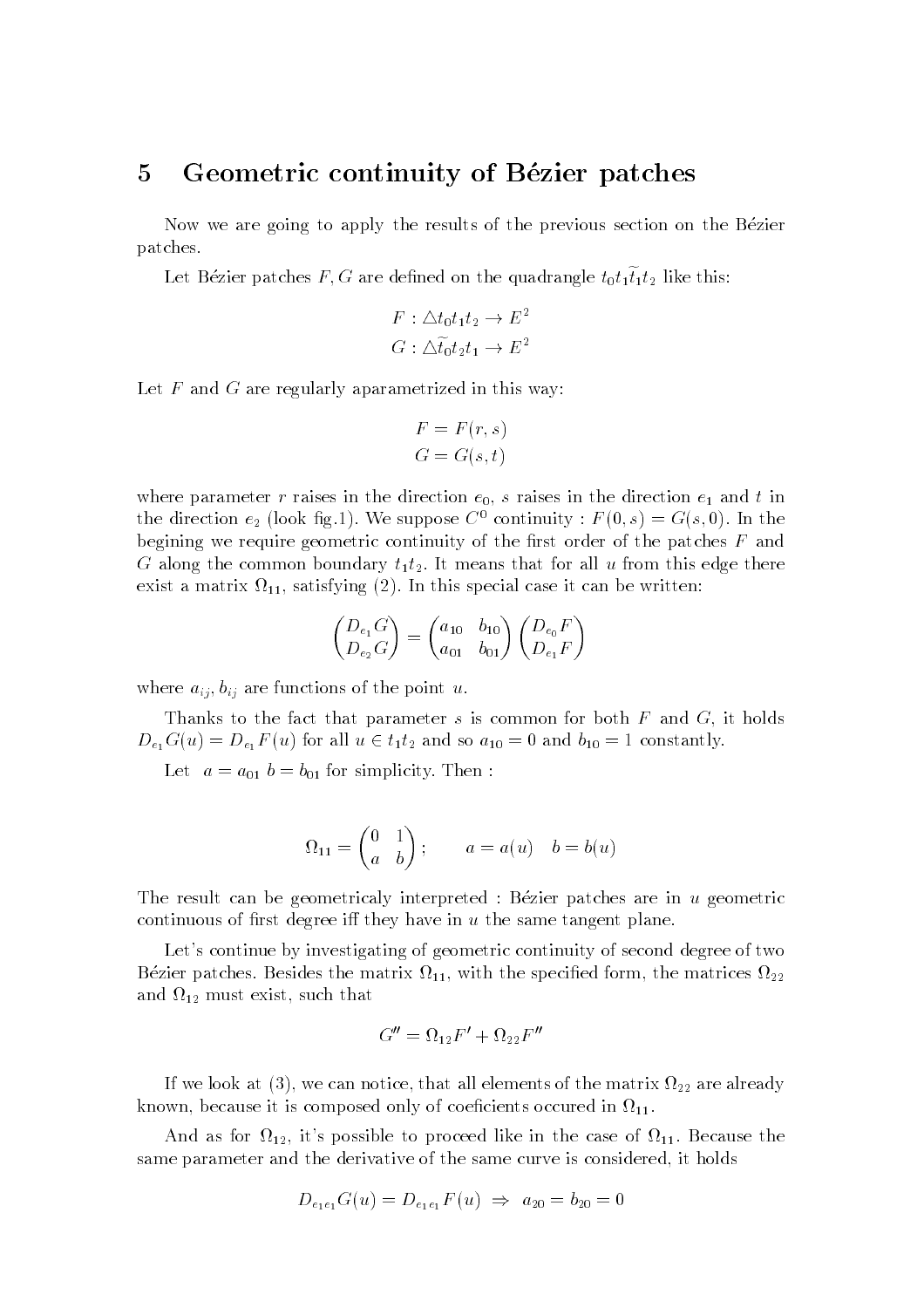## 5 Geometric continuity of Bézier patches

Now we are going to apply the results of the previous section on the Bézier patches.

Let Bézier patches $F, G$ are defined on the quadrangle $t_0 t_1 \widetilde{t_1} t_2$ like this:

$$F : \triangle t_0 t_1 t_2 \to E^2$$
$$G : \triangle \widetilde{t_0} t_2 t_1 \to E^2$$

Let $F$ and $G$ are regularly aparametrized in this way:

$$F = F(r, s)$$
$$G = G(s, t)$$

where parameter $r$ raises in the direction $e_0$, $s$ raises in the direction $e_1$ and $t$ in the direction $e_2$ (look fig.1). We suppose $C^0$ continuity : $F(0, s) = G(s, 0)$. In the begining we require geometric continuity of the first order of the patches $F$ and $G$ along the common boundary $t_1 t_2$. It means that for all $u$ from this edge there exist a matrix $\Omega_{11}$, satisfying (2). In this special case it can be written:

$$\begin{pmatrix} D_{e_1} G \\ D_{e_2} G \end{pmatrix} = \begin{pmatrix} a_{10} & b_{10} \\ a_{01} & b_{01} \end{pmatrix} \begin{pmatrix} D_{e_0} F \\ D_{e_1} F \end{pmatrix}$$

where $a_{ij}, b_{ij}$ are functions of the point $u$.

Thanks to the fact that parameter $s$ is common for both $F$ and $G$, it holds $D_{e_1} G(u) = D_{e_1} F(u)$ for all $u \in t_1 t_2$ and so $a_{10} = 0$ and $b_{10} = 1$ constantly.

Let $a = a_{01}$ $b = b_{01}$ for simplicity. Then :

$$\Omega_{11} = \begin{pmatrix} 0 & 1 \\ a & b \end{pmatrix}; \qquad a = a(u) \quad b = b(u)$$

The result can be geometricaly interpreted : Bézier patches are in $u$ geometric continuous of first degree iff they have in $u$ the same tangent plane.

Let's continue by investigating of geometric continuity of second degree of two Bézier patches. Besides the matrix $\Omega_{11}$, with the specified form, the matrices $\Omega_{22}$ and $\Omega_{12}$ must exist, such that

$$G'' = \Omega_{12} F' + \Omega_{22} F''$$

If we look at (3), we can notice, that all elements of the matrix $\Omega_{22}$ are already known, because it is composed only of coeficients occured in $\Omega_{11}$.

And as for $\Omega_{12}$, it's possible to proceed like in the case of $\Omega_{11}$. Because the same parameter and the derivative of the same curve is considered, it holds

$$D_{e_1 e_1} G(u) = D_{e_1 e_1} F(u) \;\Rightarrow\; a_{20} = b_{20} = 0$$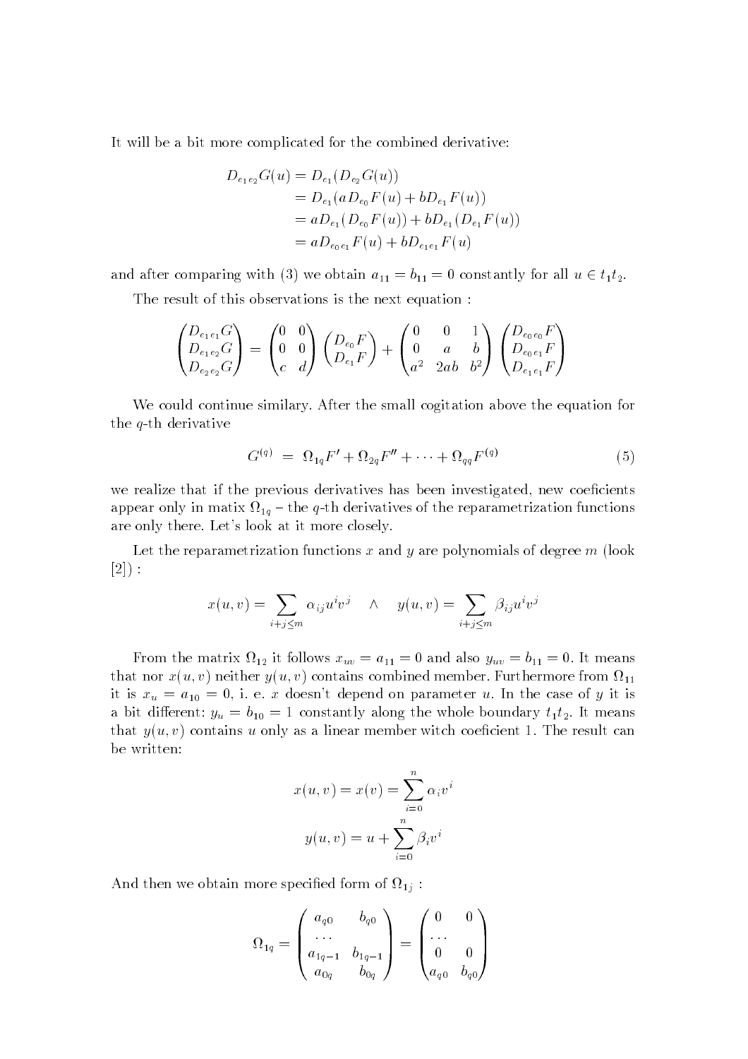It will be a bit more complicated for the combined derivative:

$$\begin{aligned} D_{e_1 e_2} G(u) &= D_{e_1}(D_{e_2} G(u)) \\ &= D_{e_1}(a D_{e_0} F(u) + b D_{e_1} F(u)) \\ &= a D_{e_1}(D_{e_0} F(u)) + b D_{e_1}(D_{e_1} F(u)) \\ &= a D_{e_0 e_1} F(u) + b D_{e_1 e_1} F(u) \end{aligned}$$

and after comparing with (3) we obtain $a_{11} = b_{11} = 0$ constantly for all $u \in t_1 t_2$.

The result of this observations is the next equation :

$$\begin{pmatrix} D_{e_1 e_1} G \\ D_{e_1 e_2} G \\ D_{e_2 e_2} G \end{pmatrix} = \begin{pmatrix} 0 & 0 \\ 0 & 0 \\ c & d \end{pmatrix} \begin{pmatrix} D_{e_0} F \\ D_{e_1} F \end{pmatrix} + \begin{pmatrix} 0 & 0 & 1 \\ 0 & a & b \\ a^2 & 2ab & b^2 \end{pmatrix} \begin{pmatrix} D_{e_0 e_0} F \\ D_{e_0 e_1} F \\ D_{e_1 e_1} F \end{pmatrix}$$

We could continue similary. After the small cogitation above the equation for the $q$-th derivative

$$G^{(q)} \;=\; \Omega_{1q} F' + \Omega_{2q} F'' + \cdots + \Omega_{qq} F^{(q)} \tag{5}$$

we realize that if the previous derivatives has been investigated, new coeficients appear only in matix $\Omega_{1q}$ – the $q$-th derivatives of the reparametrization functions are only there. Let's look at it more closely.

Let the reparametrization functions $x$ and $y$ are polynomials of degree $m$ (look [2]) :

$$x(u,v) = \sum_{i+j \leq m} \alpha_{ij} u^i v^j \quad \wedge \quad y(u,v) = \sum_{i+j \leq m} \beta_{ij} u^i v^j$$

From the matrix $\Omega_{12}$ it follows $x_{uv} = a_{11} = 0$ and also $y_{uv} = b_{11} = 0$. It means that nor $x(u,v)$ neither $y(u,v)$ contains combined member. Furthermore from $\Omega_{11}$ it is $x_u = a_{10} = 0$, i. e. $x$ doesn't depend on parameter $u$. In the case of $y$ it is a bit different: $y_u = b_{10} = 1$ constantly along the whole boundary $t_1 t_2$. It means that $y(u,v)$ contains $u$ only as a linear member witch coeficient 1. The result can be written:

$$x(u,v) = x(v) = \sum_{i=0}^{n} \alpha_i v^i$$

$$y(u,v) = u + \sum_{i=0}^{n} \beta_i v^i$$

And then we obtain more specified form of $\Omega_{1j}$ :

$$\Omega_{1q} = \begin{pmatrix} a_{q0} & b_{q0} \\ \cdots & \\ a_{1q-1} & b_{1q-1} \\ a_{0q} & b_{0q} \end{pmatrix} = \begin{pmatrix} 0 & 0 \\ \cdots & \\ 0 & 0 \\ a_{q0} & b_{q0} \end{pmatrix}$$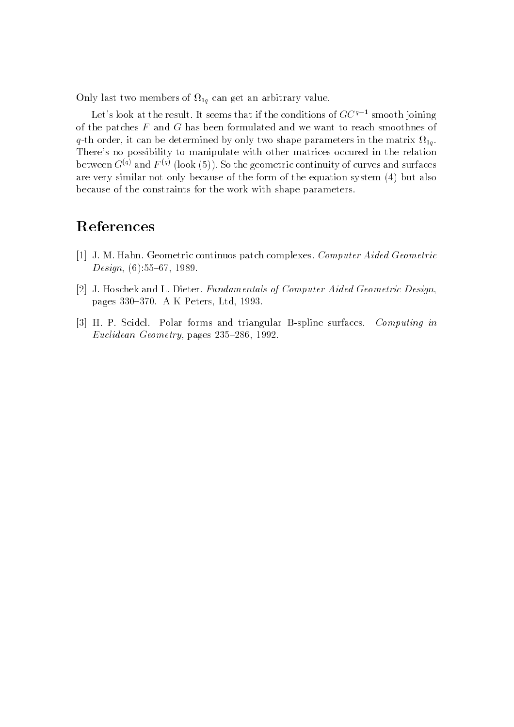Only last two members of $\Omega_{1_q}$ can get an arbitrary value.

Let's look at the result. It seems that if the conditions of $GC^{q-1}$ smooth joining of the patches $F$ and $G$ has been formulated and we want to reach smoothnes of $q$-th order, it can be determined by only two shape parameters in the matrix $\Omega_{1_q}$. There's no possibility to manipulate with other matrices occured in the relation between $G^{(q)}$ and $F^{(q)}$ (look (5)). So the geometric continuity of curves and surfaces are very similar not only because of the form of the equation system (4) but also because of the constraints for the work with shape parameters.

# References

[1] J. M. Hahn. Geometric continuos patch complexes. *Computer Aided Geometric Design*, (6):55–67, 1989.

[2] J. Hoschek and L. Dieter. *Fundamentals of Computer Aided Geometric Design*, pages 330–370. A K Peters, Ltd, 1993.

[3] H. P. Seidel. Polar forms and triangular B-spline surfaces. *Computing in Euclidean Geometry*, pages 235–286, 1992.